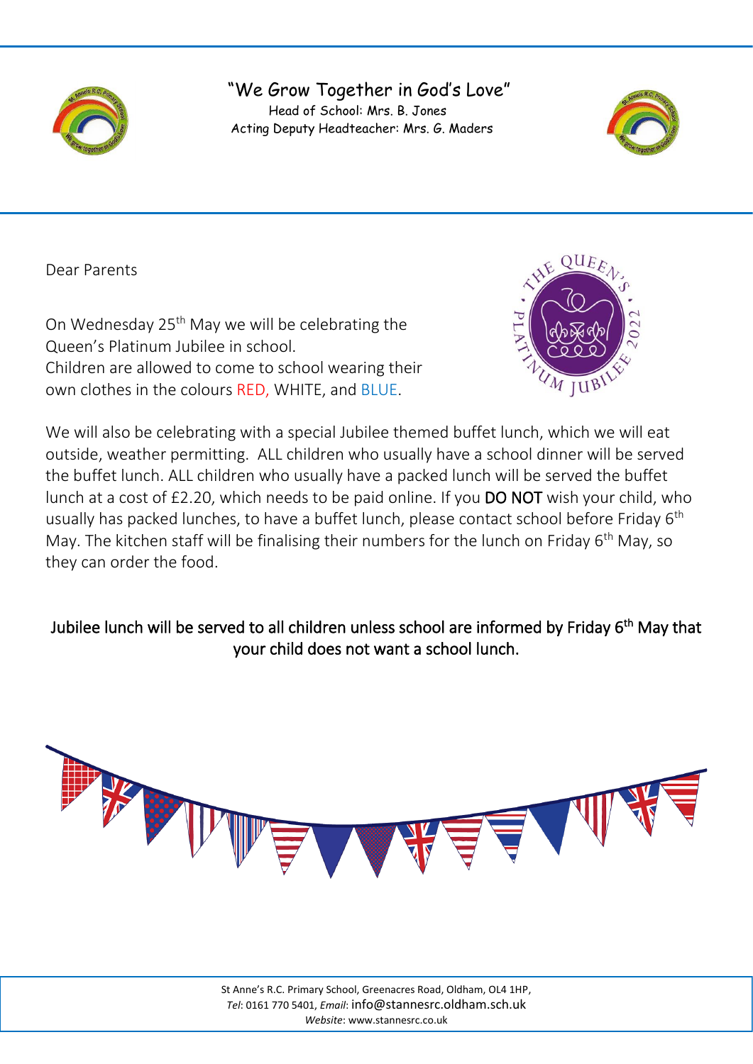# "We Grow Together in God's Love"

Head of School: Mrs. B. Jones
Acting Deputy Headteacher: Mrs. G. Maders

Dear Parents

On Wednesday 25th May we will be celebrating the Queen's Platinum Jubilee in school.
Children are allowed to come to school wearing their own clothes in the colours RED, WHITE, and BLUE.

We will also be celebrating with a special Jubilee themed buffet lunch, which we will eat outside, weather permitting. ALL children who usually have a school dinner will be served the buffet lunch. ALL children who usually have a packed lunch will be served the buffet lunch at a cost of £2.20, which needs to be paid online. If you DO NOT wish your child, who usually has packed lunches, to have a buffet lunch, please contact school before Friday 6th May. The kitchen staff will be finalising their numbers for the lunch on Friday 6th May, so they can order the food.

Jubilee lunch will be served to all children unless school are informed by Friday 6th May that your child does not want a school lunch.

St Anne's R.C. Primary School, Greenacres Road, Oldham, OL4 1HP,
*Tel*: 0161 770 5401, *Email*: info@stannesrc.oldham.sch.uk
*Website*: www.stannesrc.co.uk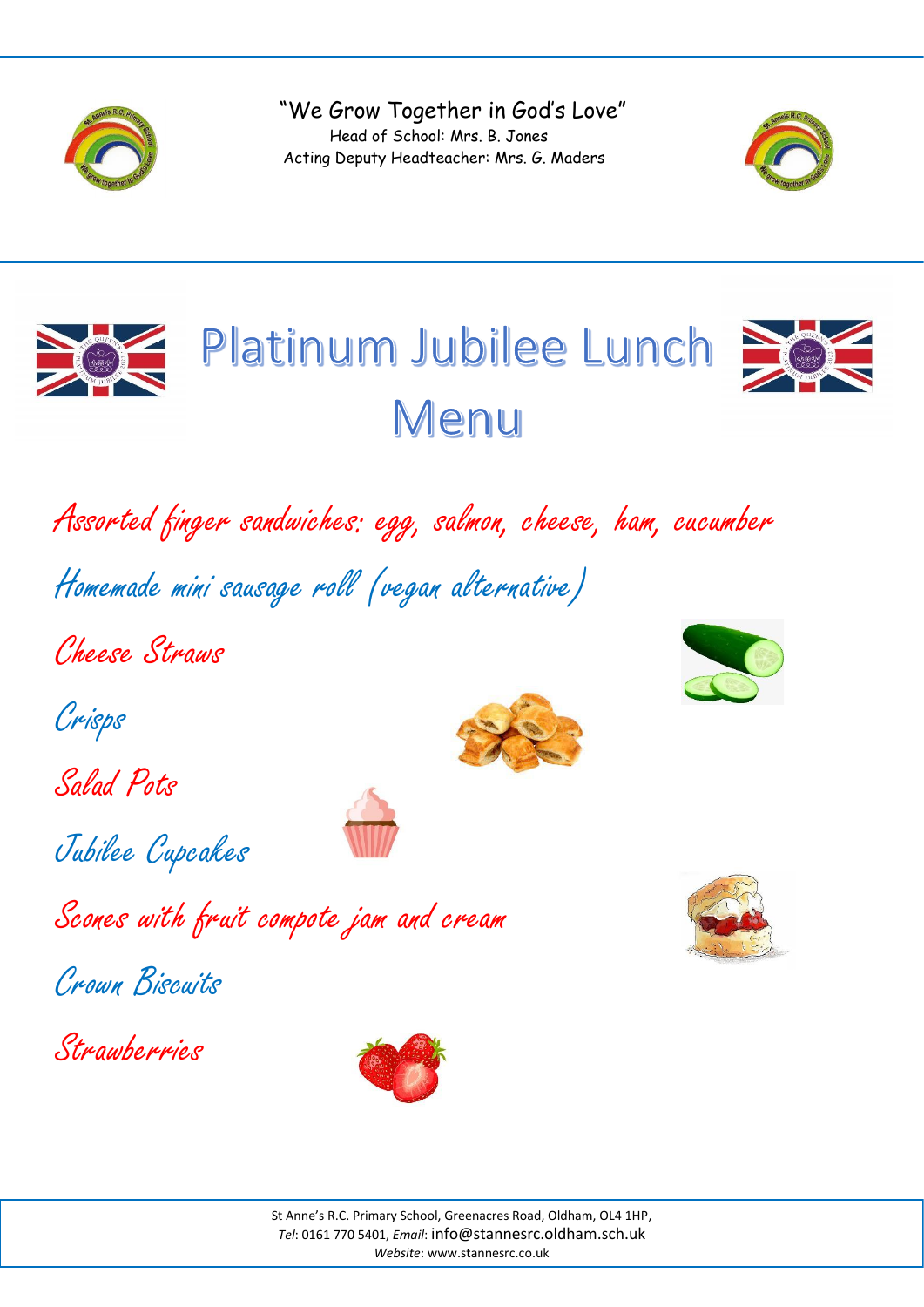"We Grow Together in God's Love"
Head of School: Mrs. B. Jones
Acting Deputy Headteacher: Mrs. G. Maders

# Platinum Jubilee Lunch Menu

Assorted finger sandwiches: egg, salmon, cheese, ham, cucumber

Homemade mini sausage roll (vegan alternative)

Cheese Straws

Crisps

Salad Pots

Jubilee Cupcakes

Scones with fruit compote jam and cream

Crown Biscuits

Strawberries

St Anne's R.C. Primary School, Greenacres Road, Oldham, OL4 1HP,
*Tel*: 0161 770 5401, *Email*: info@stannesrc.oldham.sch.uk
*Website*: www.stannesrc.co.uk